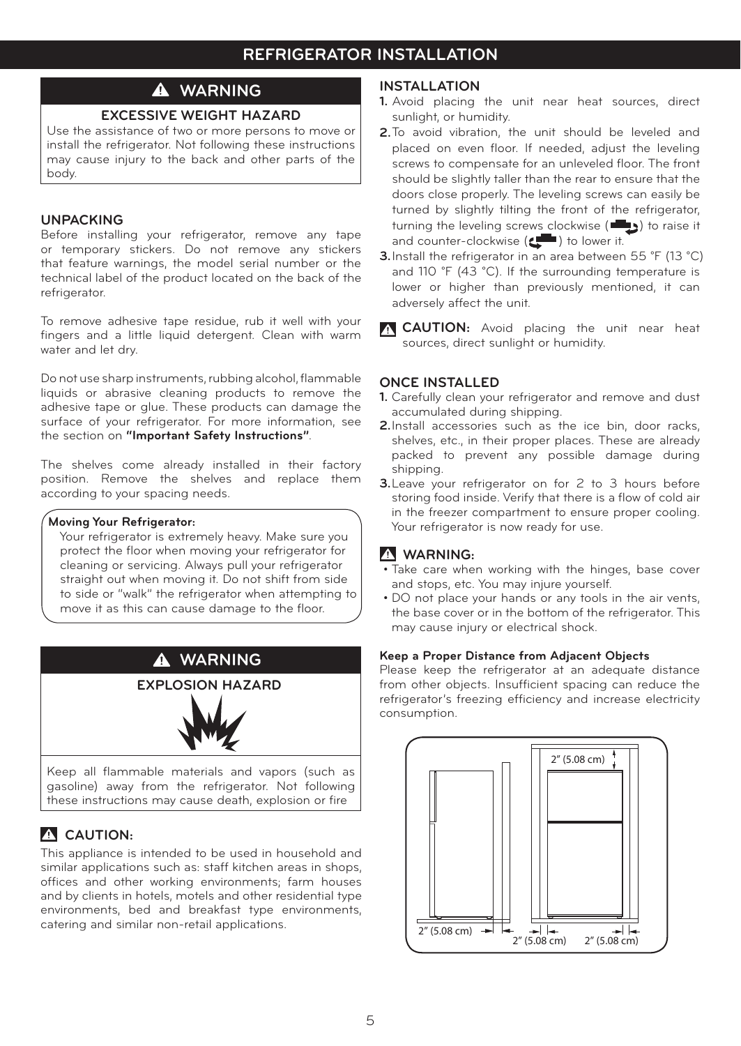# REFRIGERATOR INSTALLATION

## ⚠ WARNING

### EXCESSIVE WEIGHT HAZARD

Use the assistance of two or more persons to move or install the refrigerator. Not following these instructions may cause injury to the back and other parts of the body.

## UNPACKING

Before installing your refrigerator, remove any tape or temporary stickers. Do not remove any stickers that feature warnings, the model serial number or the technical label of the product located on the back of the refrigerator.

To remove adhesive tape residue, rub it well with your fingers and a little liquid detergent. Clean with warm water and let dry.

Do not use sharp instruments, rubbing alcohol, flammable liquids or abrasive cleaning products to remove the adhesive tape or glue. These products can damage the surface of your refrigerator. For more information, see the section on **"Important Safety Instructions"**.

The shelves come already installed in their factory position. Remove the shelves and replace them according to your spacing needs.

**Moving Your Refrigerator:**

Your refrigerator is extremely heavy. Make sure you protect the floor when moving your refrigerator for cleaning or servicing. Always pull your refrigerator straight out when moving it. Do not shift from side to side or "walk" the refrigerator when attempting to move it as this can cause damage to the floor.

## ⚠ WARNING

### EXPLOSION HAZARD

Keep all flammable materials and vapors (such as gasoline) away from the refrigerator. Not following these instructions may cause death, explosion or fire

## ⚠ CAUTION:

This appliance is intended to be used in household and similar applications such as: staff kitchen areas in shops, offices and other working environments; farm houses and by clients in hotels, motels and other residential type environments, bed and breakfast type environments, catering and similar non-retail applications.

## INSTALLATION

1. Avoid placing the unit near heat sources, direct sunlight, or humidity.
2. To avoid vibration, the unit should be leveled and placed on even floor. If needed, adjust the leveling screws to compensate for an unleveled floor. The front should be slightly taller than the rear to ensure that the doors close properly. The leveling screws can easily be turned by slightly tilting the front of the refrigerator, turning the leveling screws clockwise ( ) to raise it and counter-clockwise ( ) to lower it.
3. Install the refrigerator in an area between 55 °F (13 °C) and 110 °F (43 °C). If the surrounding temperature is lower or higher than previously mentioned, it can adversely affect the unit.

⚠ **CAUTION:** Avoid placing the unit near heat sources, direct sunlight or humidity.

## ONCE INSTALLED

1. Carefully clean your refrigerator and remove and dust accumulated during shipping.
2. Install accessories such as the ice bin, door racks, shelves, etc., in their proper places. These are already packed to prevent any possible damage during shipping.
3. Leave your refrigerator on for 2 to 3 hours before storing food inside. Verify that there is a flow of cold air in the freezer compartment to ensure proper cooling. Your refrigerator is now ready for use.

## ⚠ WARNING:

- Take care when working with the hinges, base cover and stops, etc. You may injure yourself.
- DO not place your hands or any tools in the air vents, the base cover or in the bottom of the refrigerator. This may cause injury or electrical shock.

**Keep a Proper Distance from Adjacent Objects**

Please keep the refrigerator at an adequate distance from other objects. Insufficient spacing can reduce the refrigerator's freezing efficiency and increase electricity consumption.

2" (5.08 cm)

2" (5.08 cm) 2" (5.08 cm) 2" (5.08 cm)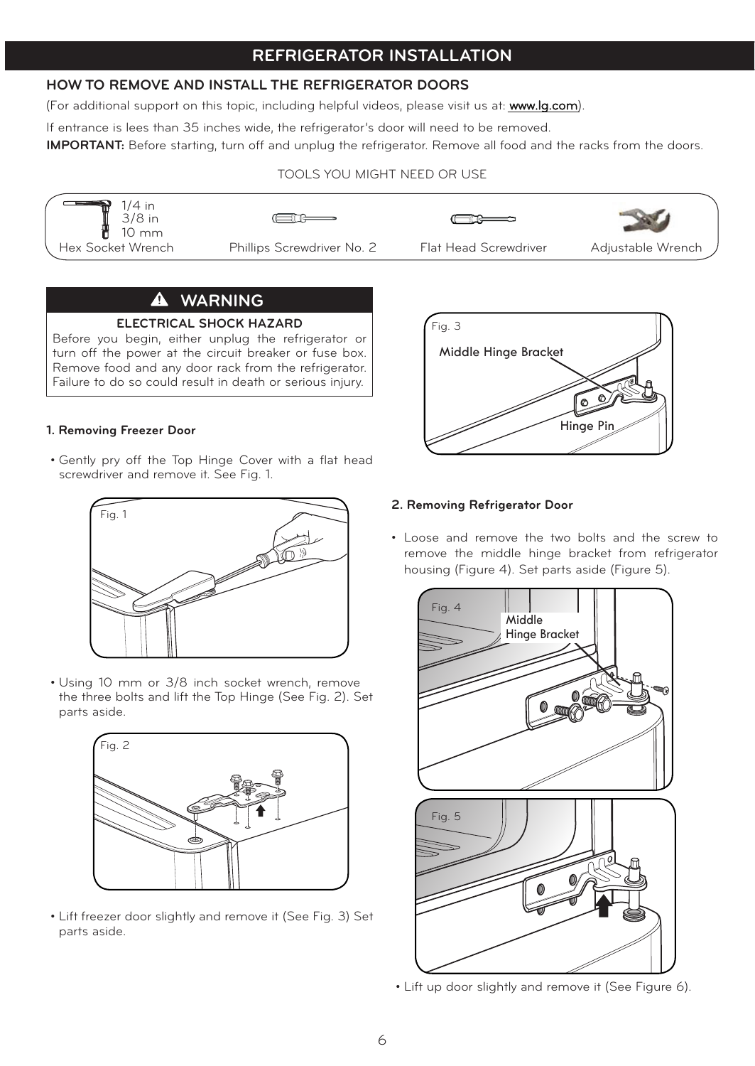# REFRIGERATOR INSTALLATION

## HOW TO REMOVE AND INSTALL THE REFRIGERATOR DOORS

(For additional support on this topic, including helpful videos, please visit us at: www.lg.com).

If entrance is lees than 35 inches wide, the refrigerator's door will need to be removed.

**IMPORTANT:** Before starting, turn off and unplug the refrigerator. Remove all food and the racks from the doors.

TOOLS YOU MIGHT NEED OR USE

- Hex Socket Wrench (1/4 in, 3/8 in, 10 mm)
- Phillips Screwdriver No. 2
- Flat Head Screwdriver
- Adjustable Wrench

> **⚠ WARNING**
>
> **ELECTRICAL SHOCK HAZARD**
>
> Before you begin, either unplug the refrigerator or turn off the power at the circuit breaker or fuse box. Remove food and any door rack from the refrigerator. Failure to do so could result in death or serious injury.

### 1. Removing Freezer Door

- Gently pry off the Top Hinge Cover with a flat head screwdriver and remove it. See Fig. 1.

Fig. 1

- Using 10 mm or 3/8 inch socket wrench, remove the three bolts and lift the Top Hinge (See Fig. 2). Set parts aside.

Fig. 2

- Lift freezer door slightly and remove it (See Fig. 3) Set parts aside.

Fig. 3

Middle Hinge Bracket

Hinge Pin

### 2. Removing Refrigerator Door

- Loose and remove the two bolts and the screw to remove the middle hinge bracket from refrigerator housing (Figure 4). Set parts aside (Figure 5).

Fig. 4

Middle Hinge Bracket

Fig. 5

- Lift up door slightly and remove it (See Figure 6).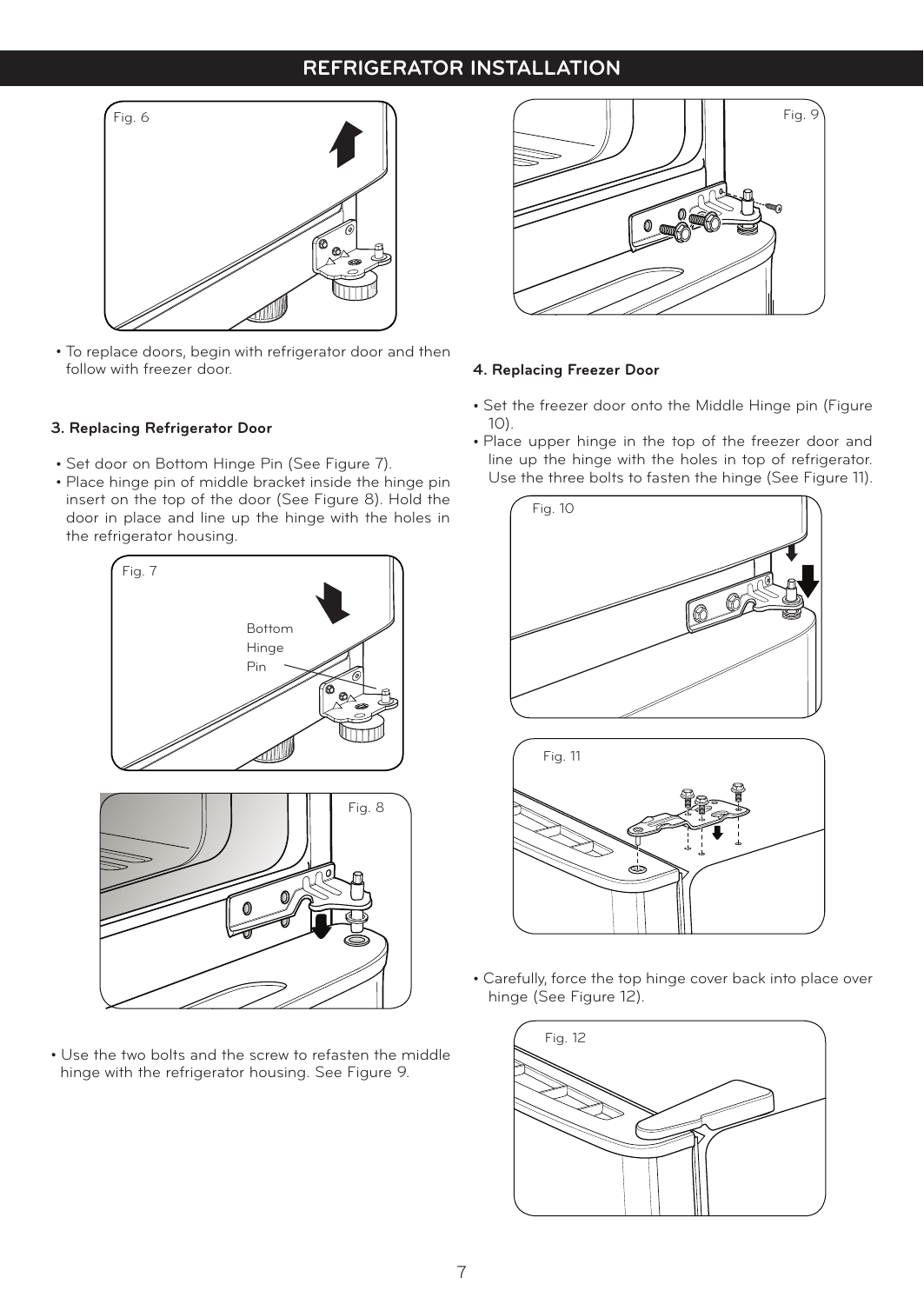## REFRIGERATOR INSTALLATION

Fig. 6

- To replace doors, begin with refrigerator door and then follow with freezer door.

### 3. Replacing Refrigerator Door

- Set door on Bottom Hinge Pin (See Figure 7).
- Place hinge pin of middle bracket inside the hinge pin insert on the top of the door (See Figure 8). Hold the door in place and line up the hinge with the holes in the refrigerator housing.

Fig. 7

Bottom Hinge Pin

Fig. 8

- Use the two bolts and the screw to refasten the middle hinge with the refrigerator housing. See Figure 9.

Fig. 9

### 4. Replacing Freezer Door

- Set the freezer door onto the Middle Hinge pin (Figure 10).
- Place upper hinge in the top of the freezer door and line up the hinge with the holes in top of refrigerator. Use the three bolts to fasten the hinge (See Figure 11).

Fig. 10

Fig. 11

- Carefully, force the top hinge cover back into place over hinge (See Figure 12).

Fig. 12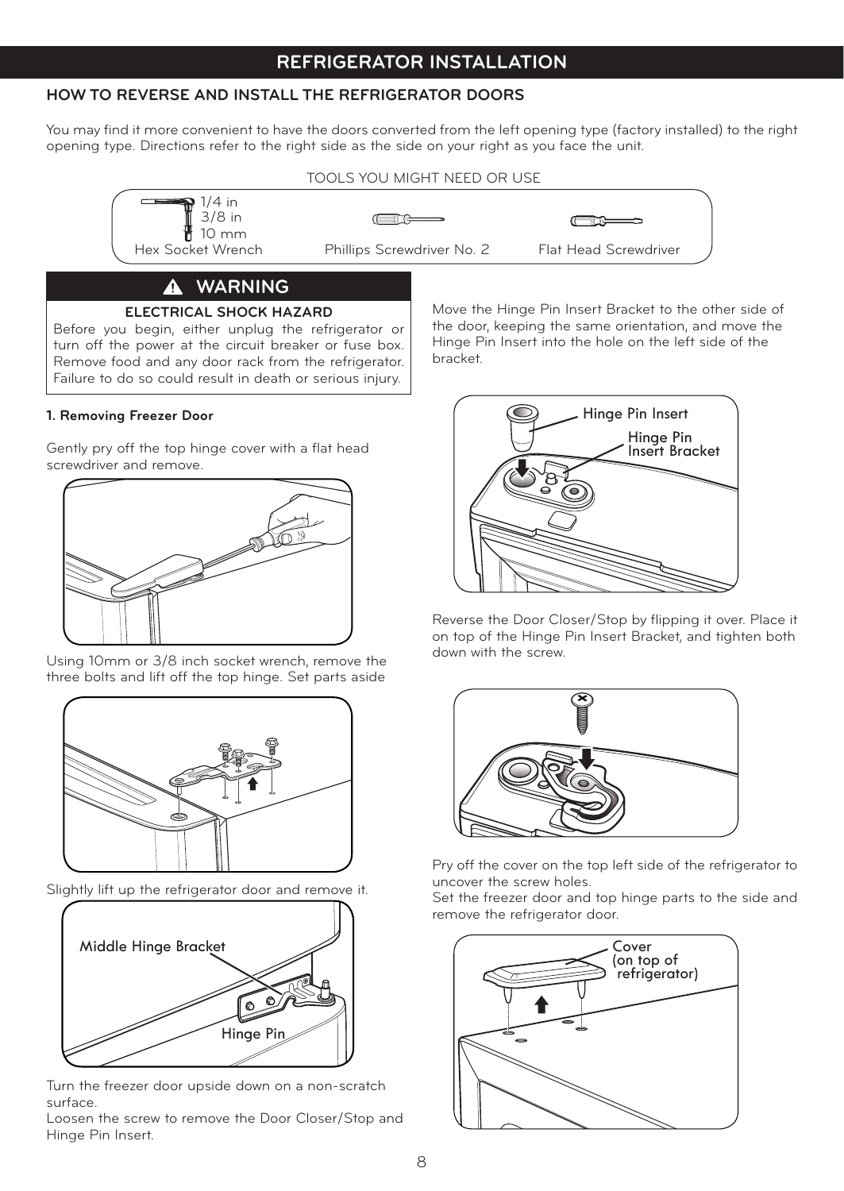# REFRIGERATOR INSTALLATION

## HOW TO REVERSE AND INSTALL THE REFRIGERATOR DOORS

You may find it more convenient to have the doors converted from the left opening type (factory installed) to the right opening type. Directions refer to the right side as the side on your right as you face the unit.

TOOLS YOU MIGHT NEED OR USE

- Hex Socket Wrench (1/4 in, 3/8 in, 10 mm)
- Phillips Screwdriver No. 2
- Flat Head Screwdriver

### ⚠ WARNING

**ELECTRICAL SHOCK HAZARD**

Before you begin, either unplug the refrigerator or turn off the power at the circuit breaker or fuse box. Remove food and any door rack from the refrigerator. Failure to do so could result in death or serious injury.

**1. Removing Freezer Door**

Gently pry off the top hinge cover with a flat head screwdriver and remove.

Using 10mm or 3/8 inch socket wrench, remove the three bolts and lift off the top hinge. Set parts aside

Slightly lift up the refrigerator door and remove it.

Middle Hinge Bracket

Hinge Pin

Turn the freezer door upside down on a non-scratch surface.

Loosen the screw to remove the Door Closer/Stop and Hinge Pin Insert.

Move the Hinge Pin Insert Bracket to the other side of the door, keeping the same orientation, and move the Hinge Pin Insert into the hole on the left side of the bracket.

Hinge Pin Insert

Hinge Pin Insert Bracket

Reverse the Door Closer/Stop by flipping it over. Place it on top of the Hinge Pin Insert Bracket, and tighten both down with the screw.

Pry off the cover on the top left side of the refrigerator to uncover the screw holes.

Set the freezer door and top hinge parts to the side and remove the refrigerator door.

Cover (on top of refrigerator)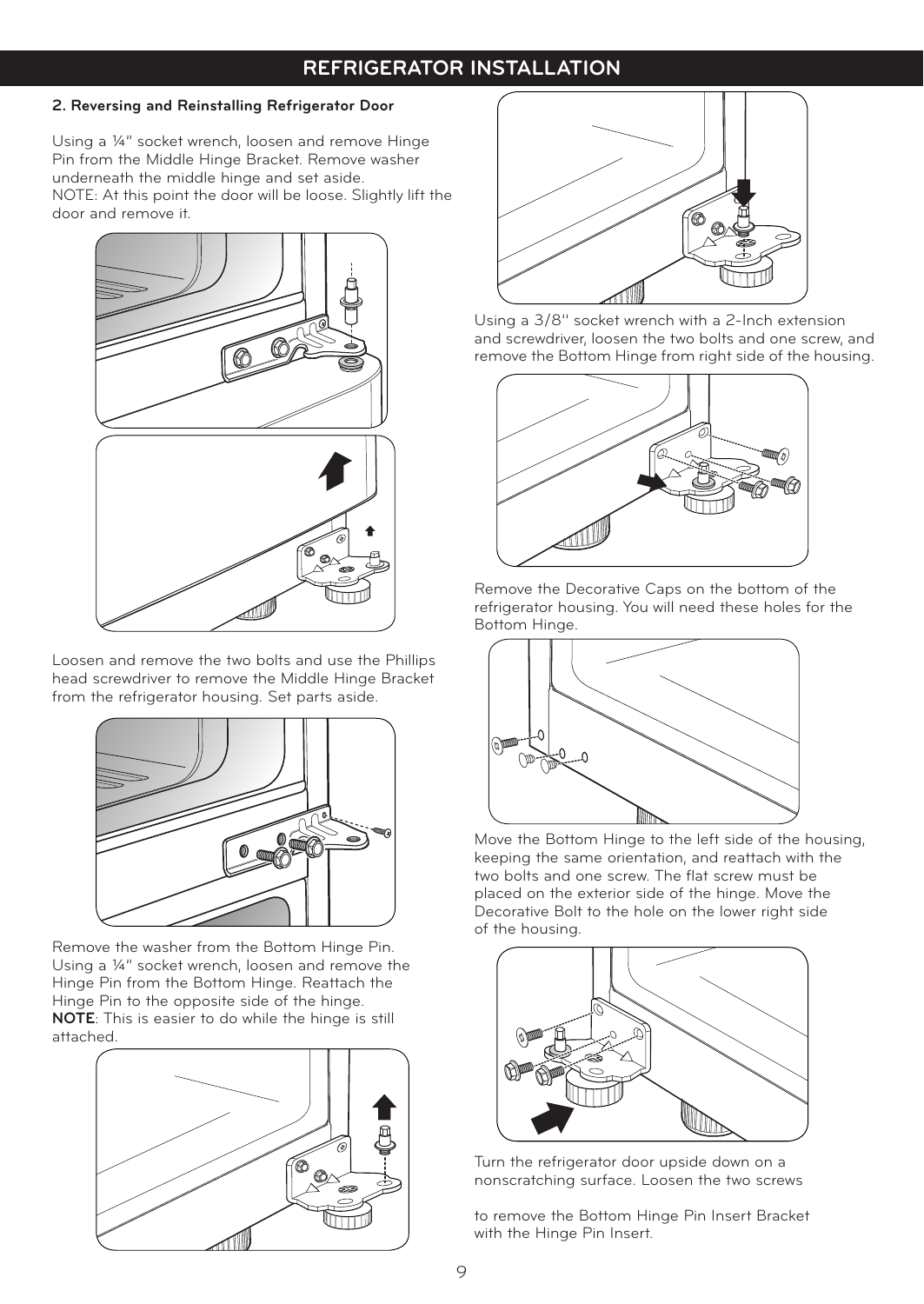## REFRIGERATOR INSTALLATION

### 2. Reversing and Reinstalling Refrigerator Door

Using a ¼" socket wrench, loosen and remove Hinge Pin from the Middle Hinge Bracket. Remove washer underneath the middle hinge and set aside.
NOTE: At this point the door will be loose. Slightly lift the door and remove it.

Loosen and remove the two bolts and use the Phillips head screwdriver to remove the Middle Hinge Bracket from the refrigerator housing. Set parts aside.

Remove the washer from the Bottom Hinge Pin. Using a ¼" socket wrench, loosen and remove the Hinge Pin from the Bottom Hinge. Reattach the Hinge Pin to the opposite side of the hinge.
**NOTE**: This is easier to do while the hinge is still attached.

Using a 3/8'' socket wrench with a 2-Inch extension and screwdriver, loosen the two bolts and one screw, and remove the Bottom Hinge from right side of the housing.

Remove the Decorative Caps on the bottom of the refrigerator housing. You will need these holes for the Bottom Hinge.

Move the Bottom Hinge to the left side of the housing, keeping the same orientation, and reattach with the two bolts and one screw. The flat screw must be placed on the exterior side of the hinge. Move the Decorative Bolt to the hole on the lower right side of the housing.

Turn the refrigerator door upside down on a nonscratching surface. Loosen the two screws

to remove the Bottom Hinge Pin Insert Bracket with the Hinge Pin Insert.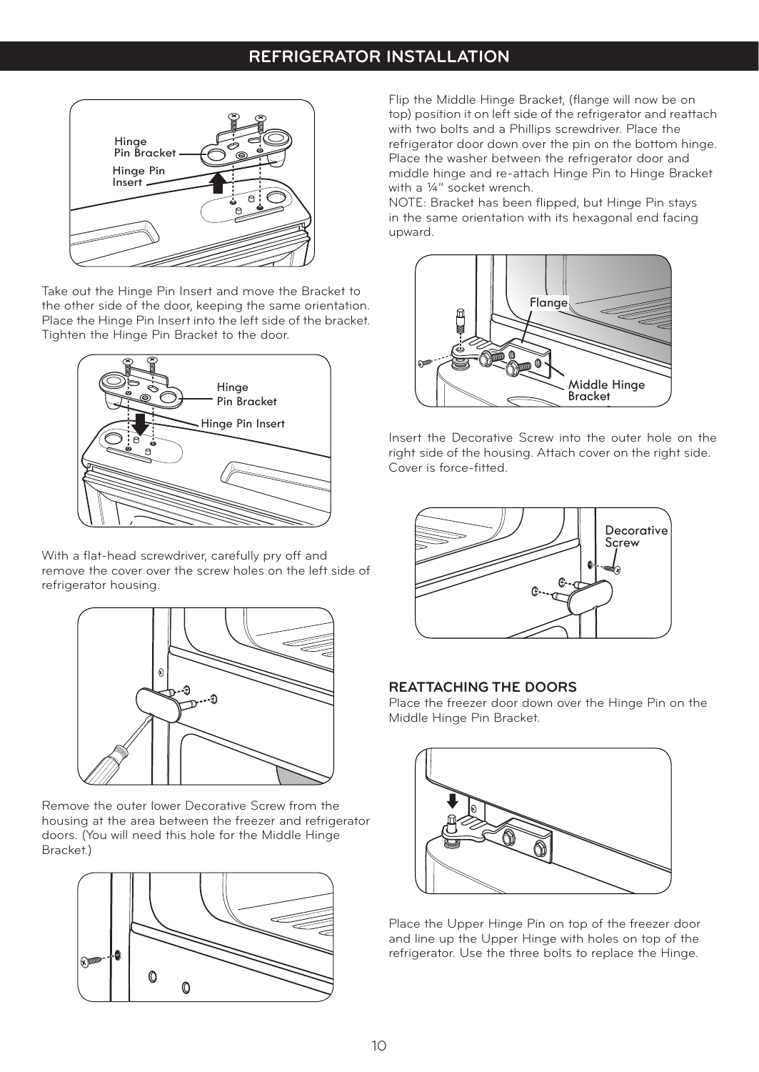## REFRIGERATOR INSTALLATION

Take out the Hinge Pin Insert and move the Bracket to the other side of the door, keeping the same orientation. Place the Hinge Pin Insert into the left side of the bracket. Tighten the Hinge Pin Bracket to the door.

With a flat-head screwdriver, carefully pry off and remove the cover over the screw holes on the left side of refrigerator housing.

Remove the outer lower Decorative Screw from the housing at the area between the freezer and refrigerator doors. (You will need this hole for the Middle Hinge Bracket.)

Flip the Middle Hinge Bracket, (flange will now be on top) position it on left side of the refrigerator and reattach with two bolts and a Phillips screwdriver. Place the refrigerator door down over the pin on the bottom hinge. Place the washer between the refrigerator door and middle hinge and re-attach Hinge Pin to Hinge Bracket with a ¼" socket wrench.

NOTE: Bracket has been flipped, but Hinge Pin stays in the same orientation with its hexagonal end facing upward.

Insert the Decorative Screw into the outer hole on the right side of the housing. Attach cover on the right side. Cover is force-fitted.

### REATTACHING THE DOORS

Place the freezer door down over the Hinge Pin on the Middle Hinge Pin Bracket.

Place the Upper Hinge Pin on top of the freezer door and line up the Upper Hinge with holes on top of the refrigerator. Use the three bolts to replace the Hinge.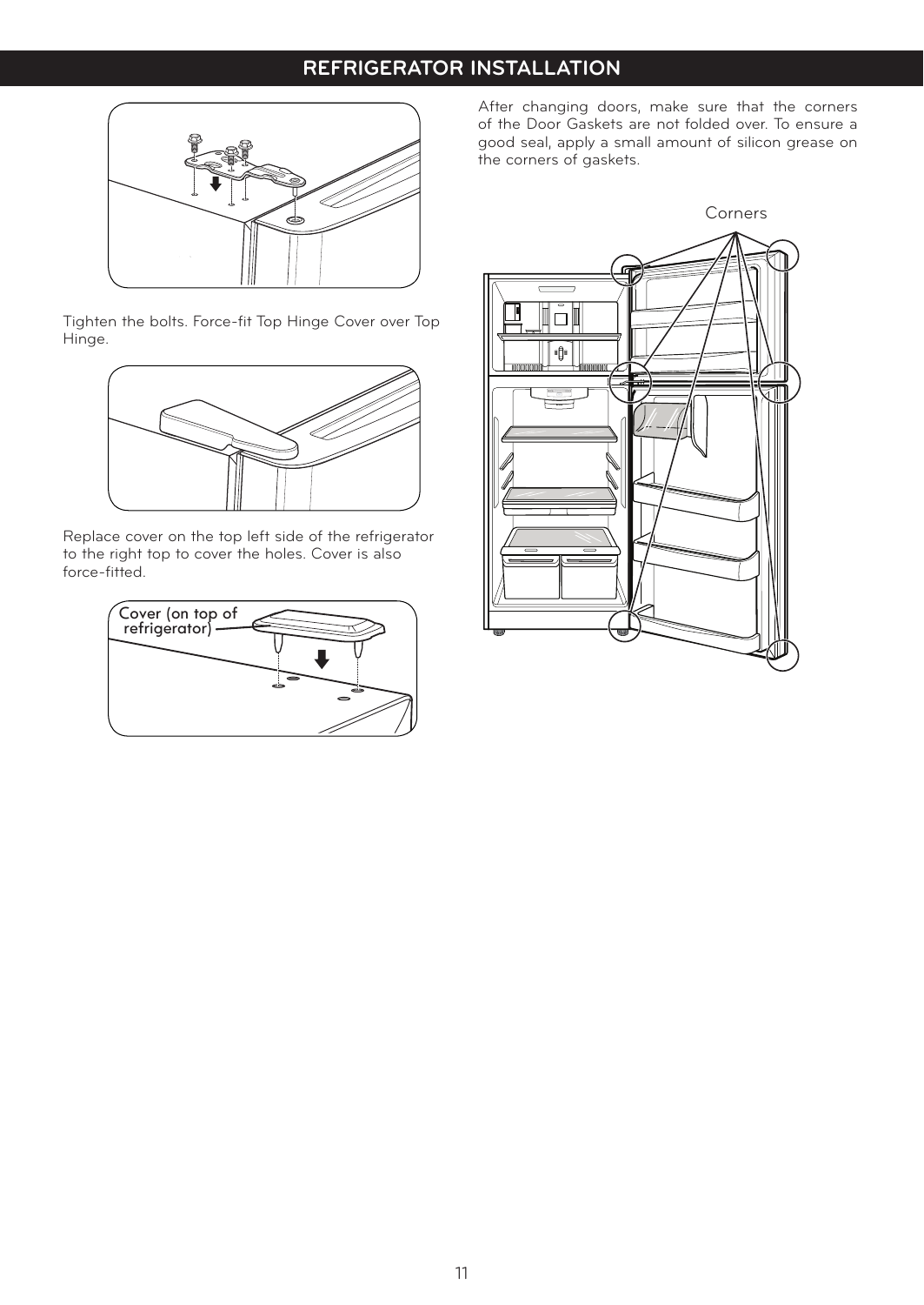# REFRIGERATOR INSTALLATION

Tighten the bolts. Force-fit Top Hinge Cover over Top Hinge.

Replace cover on the top left side of the refrigerator to the right top to cover the holes. Cover is also force-fitted.

Cover (on top of refrigerator)

After changing doors, make sure that the corners of the Door Gaskets are not folded over. To ensure a good seal, apply a small amount of silicon grease on the corners of gaskets.

Corners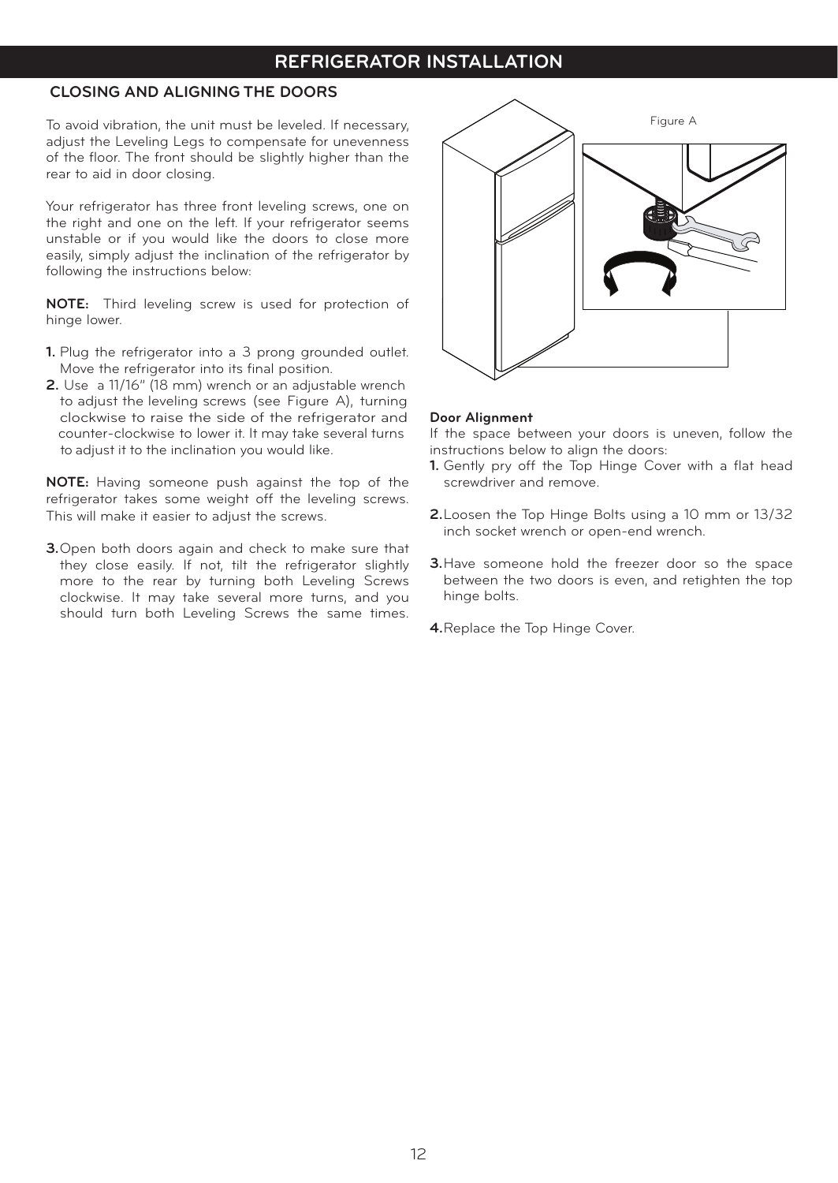# REFRIGERATOR INSTALLATION

## CLOSING AND ALIGNING THE DOORS

To avoid vibration, the unit must be leveled. If necessary, adjust the Leveling Legs to compensate for unevenness of the floor. The front should be slightly higher than the rear to aid in door closing.

Your refrigerator has three front leveling screws, one on the right and one on the left. If your refrigerator seems unstable or if you would like the doors to close more easily, simply adjust the inclination of the refrigerator by following the instructions below:

**NOTE:** Third leveling screw is used for protection of hinge lower.

1. Plug the refrigerator into a 3 prong grounded outlet. Move the refrigerator into its final position.
2. Use a 11/16" (18 mm) wrench or an adjustable wrench to adjust the leveling screws (see Figure A), turning clockwise to raise the side of the refrigerator and counter-clockwise to lower it. It may take several turns to adjust it to the inclination you would like.

**NOTE:** Having someone push against the top of the refrigerator takes some weight off the leveling screws. This will make it easier to adjust the screws.

3. Open both doors again and check to make sure that they close easily. If not, tilt the refrigerator slightly more to the rear by turning both Leveling Screws clockwise. It may take several more turns, and you should turn both Leveling Screws the same times.

Figure A

**Door Alignment**

If the space between your doors is uneven, follow the instructions below to align the doors:

1. Gently pry off the Top Hinge Cover with a flat head screwdriver and remove.
2. Loosen the Top Hinge Bolts using a 10 mm or 13/32 inch socket wrench or open-end wrench.
3. Have someone hold the freezer door so the space between the two doors is even, and retighten the top hinge bolts.
4. Replace the Top Hinge Cover.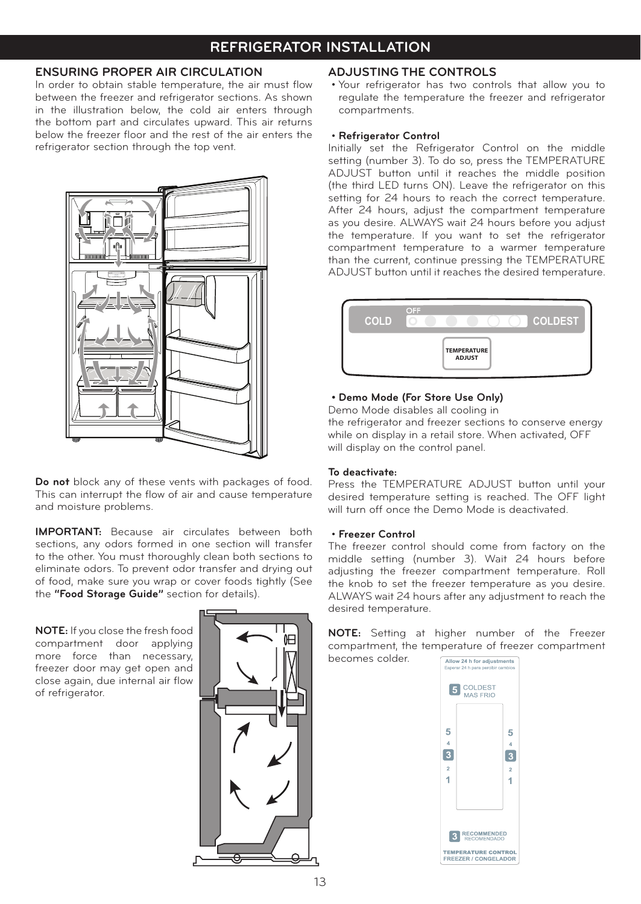# REFRIGERATOR INSTALLATION

## ENSURING PROPER AIR CIRCULATION

In order to obtain stable temperature, the air must flow between the freezer and refrigerator sections. As shown in the illustration below, the cold air enters through the bottom part and circulates upward. This air returns below the freezer floor and the rest of the air enters the refrigerator section through the top vent.

**Do not** block any of these vents with packages of food. This can interrupt the flow of air and cause temperature and moisture problems.

**IMPORTANT:** Because air circulates between both sections, any odors formed in one section will transfer to the other. You must thoroughly clean both sections to eliminate odors. To prevent odor transfer and drying out of food, make sure you wrap or cover foods tightly (See the **"Food Storage Guide"** section for details).

**NOTE:** If you close the fresh food compartment door applying more force than necessary, freezer door may get open and close again, due internal air flow of refrigerator.

## ADJUSTING THE CONTROLS

- Your refrigerator has two controls that allow you to regulate the temperature the freezer and refrigerator compartments.

**• Refrigerator Control**

Initially set the Refrigerator Control on the middle setting (number 3). To do so, press the TEMPERATURE ADJUST button until it reaches the middle position (the third LED turns ON). Leave the refrigerator on this setting for 24 hours to reach the correct temperature. After 24 hours, adjust the compartment temperature as you desire. ALWAYS wait 24 hours before you adjust the temperature. If you want to set the refrigerator compartment temperature to a warmer temperature than the current, continue pressing the TEMPERATURE ADJUST button until it reaches the desired temperature.

OFF
COLD
COLDEST
TEMPERATURE ADJUST

**• Demo Mode (For Store Use Only)**

Demo Mode disables all cooling in the refrigerator and freezer sections to conserve energy while on display in a retail store. When activated, OFF will display on the control panel.

**To deactivate:**

Press the TEMPERATURE ADJUST button until your desired temperature setting is reached. The OFF light will turn off once the Demo Mode is deactivated.

**• Freezer Control**

The freezer control should come from factory on the middle setting (number 3). Wait 24 hours before adjusting the freezer compartment temperature. Roll the knob to set the freezer temperature as you desire. ALWAYS wait 24 hours after any adjustment to reach the desired temperature.

**NOTE:** Setting at higher number of the Freezer compartment, the temperature of freezer compartment becomes colder.

Allow 24 h for adjustments
Esperar 24 h para percibir cambios
5 COLDEST
MAS FRIO
5 4 3 2 1
5 4 3 2 1
3 RECOMMENDED
RECOMENDADO
TEMPERATURE CONTROL
FREEZER / CONGELADOR